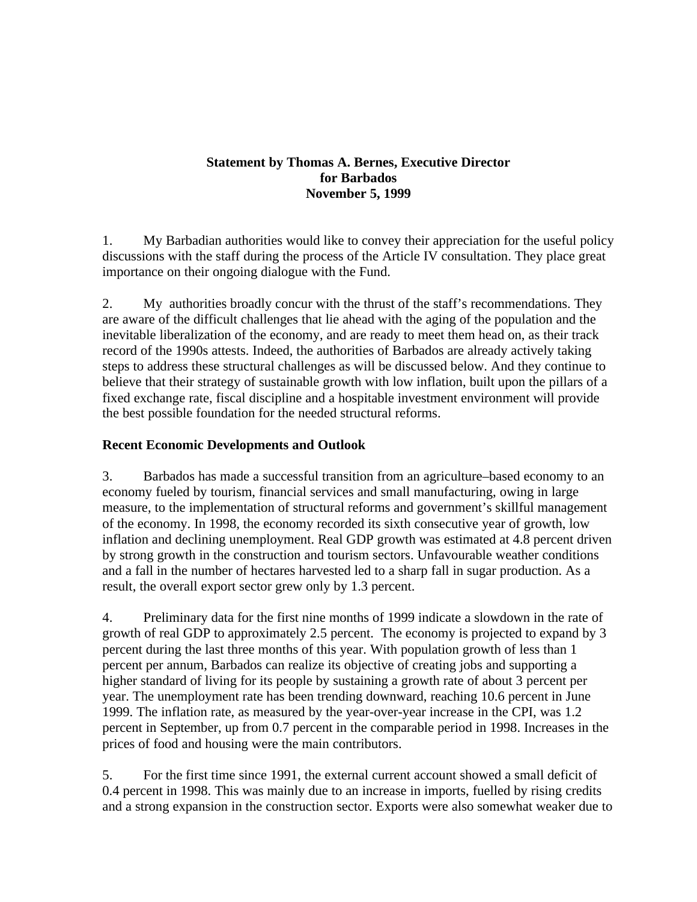**Statement by Thomas A. Bernes, Executive Director for Barbados November 5, 1999**

1. My Barbadian authorities would like to convey their appreciation for the useful policy discussions with the staff during the process of the Article IV consultation. They place great importance on their ongoing dialogue with the Fund.

2. My authorities broadly concur with the thrust of the staff's recommendations. They are aware of the difficult challenges that lie ahead with the aging of the population and the inevitable liberalization of the economy, and are ready to meet them head on, as their track record of the 1990s attests. Indeed, the authorities of Barbados are already actively taking steps to address these structural challenges as will be discussed below. And they continue to believe that their strategy of sustainable growth with low inflation, built upon the pillars of a fixed exchange rate, fiscal discipline and a hospitable investment environment will provide the best possible foundation for the needed structural reforms.

**Recent Economic Developments and Outlook**

3. Barbados has made a successful transition from an agriculture–based economy to an economy fueled by tourism, financial services and small manufacturing, owing in large measure, to the implementation of structural reforms and government's skillful management of the economy. In 1998, the economy recorded its sixth consecutive year of growth, low inflation and declining unemployment. Real GDP growth was estimated at 4.8 percent driven by strong growth in the construction and tourism sectors. Unfavourable weather conditions and a fall in the number of hectares harvested led to a sharp fall in sugar production. As a result, the overall export sector grew only by 1.3 percent.

4. Preliminary data for the first nine months of 1999 indicate a slowdown in the rate of growth of real GDP to approximately 2.5 percent. The economy is projected to expand by 3 percent during the last three months of this year. With population growth of less than 1 percent per annum, Barbados can realize its objective of creating jobs and supporting a higher standard of living for its people by sustaining a growth rate of about 3 percent per year. The unemployment rate has been trending downward, reaching 10.6 percent in June 1999. The inflation rate, as measured by the year-over-year increase in the CPI, was 1.2 percent in September, up from 0.7 percent in the comparable period in 1998. Increases in the prices of food and housing were the main contributors.

5. For the first time since 1991, the external current account showed a small deficit of 0.4 percent in 1998. This was mainly due to an increase in imports, fuelled by rising credits and a strong expansion in the construction sector. Exports were also somewhat weaker due to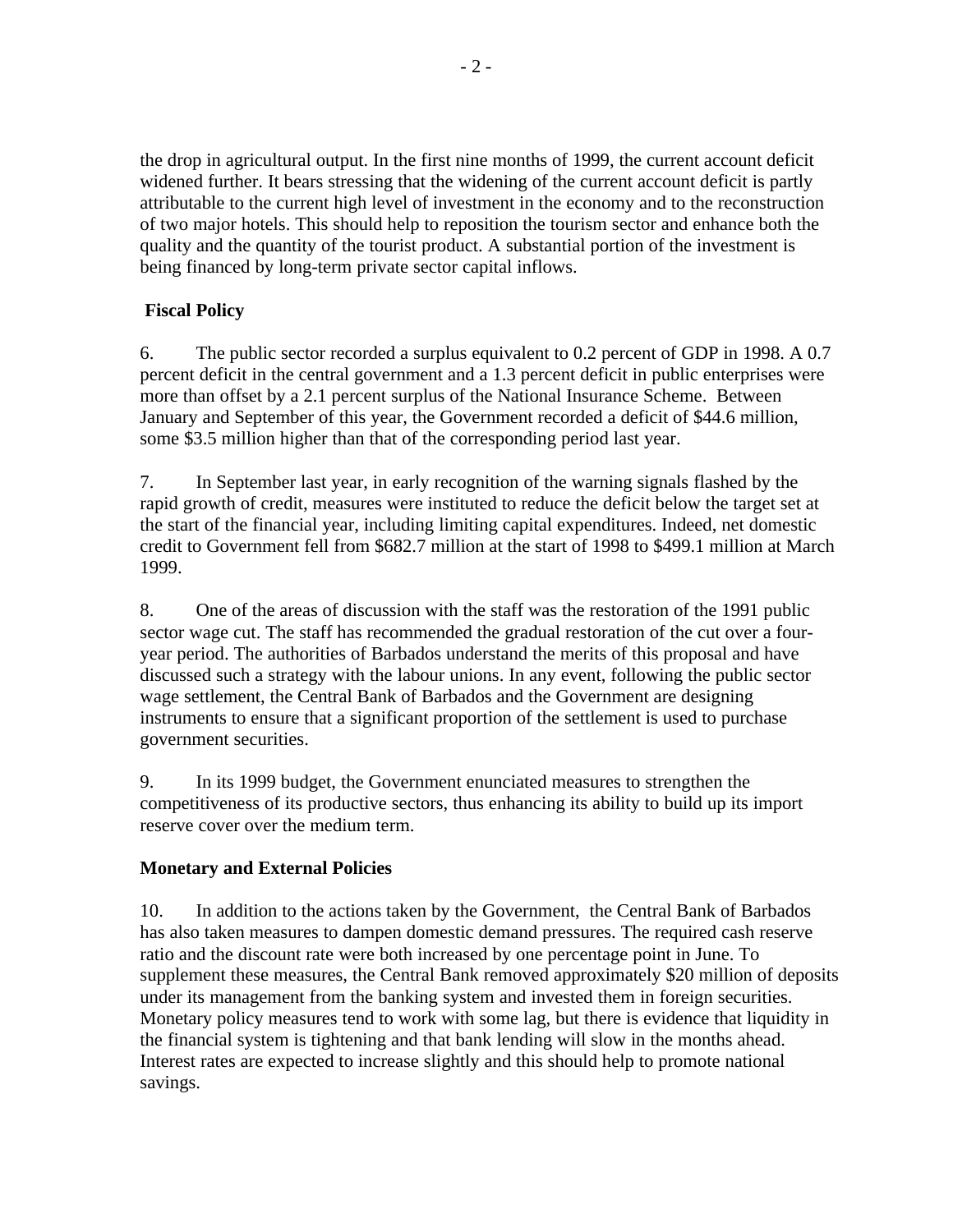the drop in agricultural output. In the first nine months of 1999, the current account deficit widened further. It bears stressing that the widening of the current account deficit is partly attributable to the current high level of investment in the economy and to the reconstruction of two major hotels. This should help to reposition the tourism sector and enhance both the quality and the quantity of the tourist product. A substantial portion of the investment is being financed by long-term private sector capital inflows.

**Fiscal Policy**

6. The public sector recorded a surplus equivalent to 0.2 percent of GDP in 1998. A 0.7 percent deficit in the central government and a 1.3 percent deficit in public enterprises were more than offset by a 2.1 percent surplus of the National Insurance Scheme. Between January and September of this year, the Government recorded a deficit of $44.6 million, some $3.5 million higher than that of the corresponding period last year.

7. In September last year, in early recognition of the warning signals flashed by the rapid growth of credit, measures were instituted to reduce the deficit below the target set at the start of the financial year, including limiting capital expenditures. Indeed, net domestic credit to Government fell from $682.7 million at the start of 1998 to $499.1 million at March 1999.

8. One of the areas of discussion with the staff was the restoration of the 1991 public sector wage cut. The staff has recommended the gradual restoration of the cut over a four-year period. The authorities of Barbados understand the merits of this proposal and have discussed such a strategy with the labour unions. In any event, following the public sector wage settlement, the Central Bank of Barbados and the Government are designing instruments to ensure that a significant proportion of the settlement is used to purchase government securities.

9. In its 1999 budget, the Government enunciated measures to strengthen the competitiveness of its productive sectors, thus enhancing its ability to build up its import reserve cover over the medium term.

**Monetary and External Policies**

10. In addition to the actions taken by the Government, the Central Bank of Barbados has also taken measures to dampen domestic demand pressures. The required cash reserve ratio and the discount rate were both increased by one percentage point in June. To supplement these measures, the Central Bank removed approximately $20 million of deposits under its management from the banking system and invested them in foreign securities. Monetary policy measures tend to work with some lag, but there is evidence that liquidity in the financial system is tightening and that bank lending will slow in the months ahead. Interest rates are expected to increase slightly and this should help to promote national savings.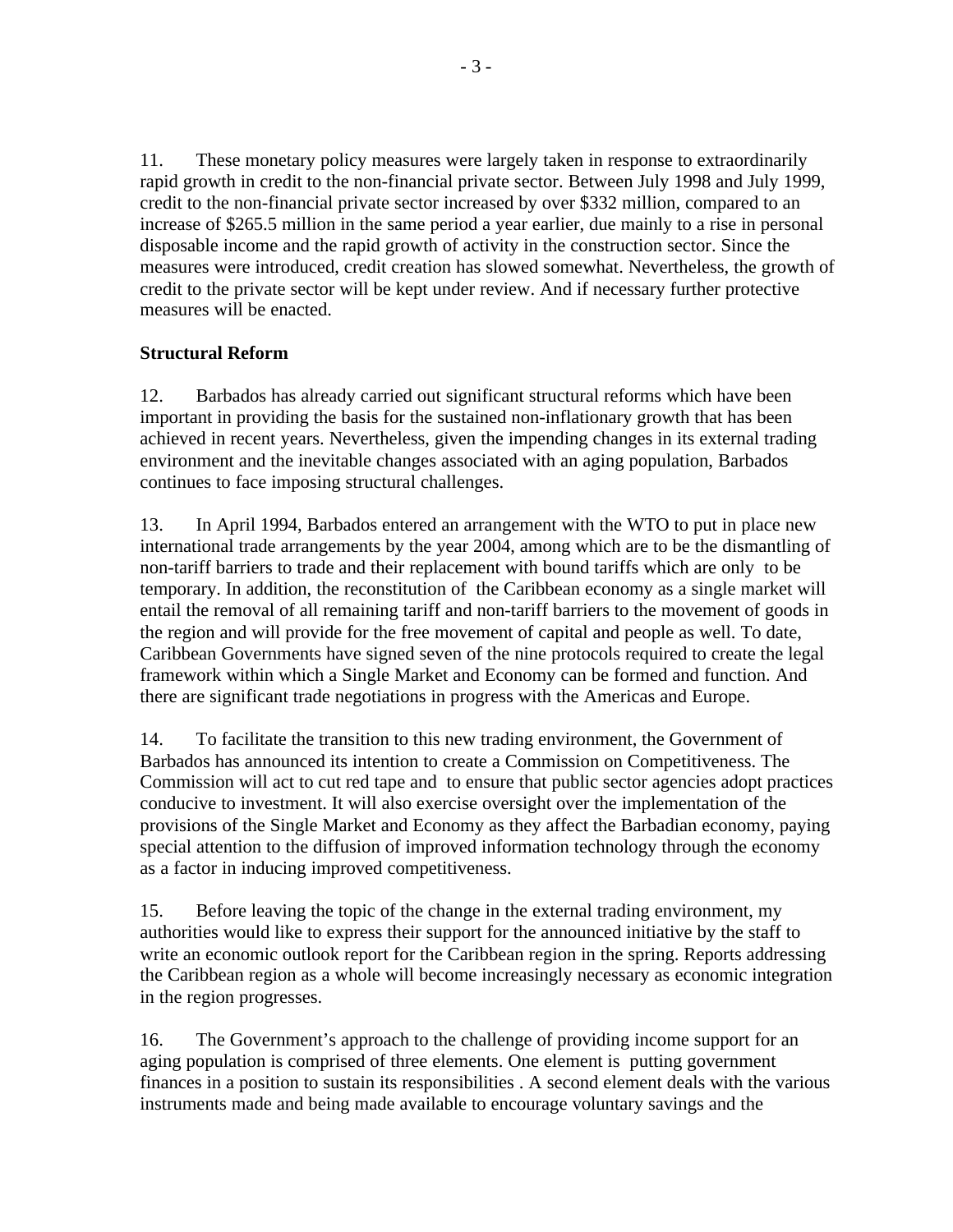11. These monetary policy measures were largely taken in response to extraordinarily rapid growth in credit to the non-financial private sector. Between July 1998 and July 1999, credit to the non-financial private sector increased by over $332 million, compared to an increase of $265.5 million in the same period a year earlier, due mainly to a rise in personal disposable income and the rapid growth of activity in the construction sector. Since the measures were introduced, credit creation has slowed somewhat. Nevertheless, the growth of credit to the private sector will be kept under review. And if necessary further protective measures will be enacted.

**Structural Reform**

12. Barbados has already carried out significant structural reforms which have been important in providing the basis for the sustained non-inflationary growth that has been achieved in recent years. Nevertheless, given the impending changes in its external trading environment and the inevitable changes associated with an aging population, Barbados continues to face imposing structural challenges.

13. In April 1994, Barbados entered an arrangement with the WTO to put in place new international trade arrangements by the year 2004, among which are to be the dismantling of non-tariff barriers to trade and their replacement with bound tariffs which are only to be temporary. In addition, the reconstitution of the Caribbean economy as a single market will entail the removal of all remaining tariff and non-tariff barriers to the movement of goods in the region and will provide for the free movement of capital and people as well. To date, Caribbean Governments have signed seven of the nine protocols required to create the legal framework within which a Single Market and Economy can be formed and function. And there are significant trade negotiations in progress with the Americas and Europe.

14. To facilitate the transition to this new trading environment, the Government of Barbados has announced its intention to create a Commission on Competitiveness. The Commission will act to cut red tape and to ensure that public sector agencies adopt practices conducive to investment. It will also exercise oversight over the implementation of the provisions of the Single Market and Economy as they affect the Barbadian economy, paying special attention to the diffusion of improved information technology through the economy as a factor in inducing improved competitiveness.

15. Before leaving the topic of the change in the external trading environment, my authorities would like to express their support for the announced initiative by the staff to write an economic outlook report for the Caribbean region in the spring. Reports addressing the Caribbean region as a whole will become increasingly necessary as economic integration in the region progresses.

16. The Government's approach to the challenge of providing income support for an aging population is comprised of three elements. One element is putting government finances in a position to sustain its responsibilities . A second element deals with the various instruments made and being made available to encourage voluntary savings and the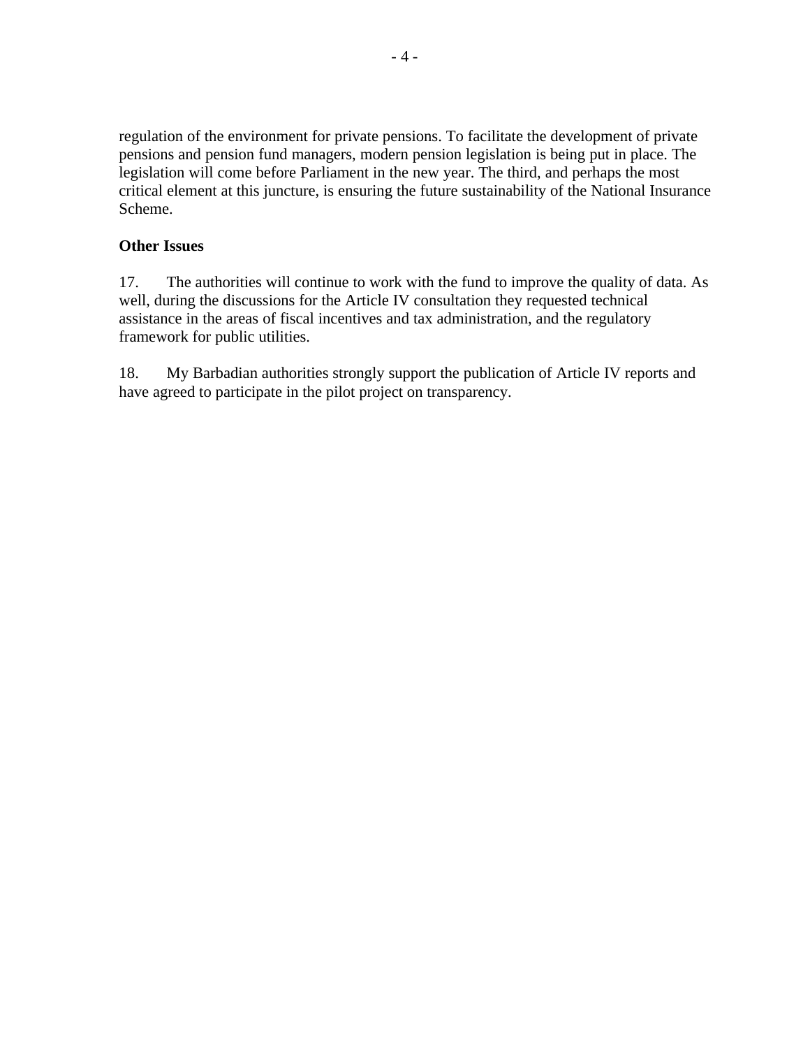regulation of the environment for private pensions. To facilitate the development of private pensions and pension fund managers, modern pension legislation is being put in place. The legislation will come before Parliament in the new year. The third, and perhaps the most critical element at this juncture, is ensuring the future sustainability of the National Insurance Scheme.

**Other Issues**

17. The authorities will continue to work with the fund to improve the quality of data. As well, during the discussions for the Article IV consultation they requested technical assistance in the areas of fiscal incentives and tax administration, and the regulatory framework for public utilities.

18. My Barbadian authorities strongly support the publication of Article IV reports and have agreed to participate in the pilot project on transparency.